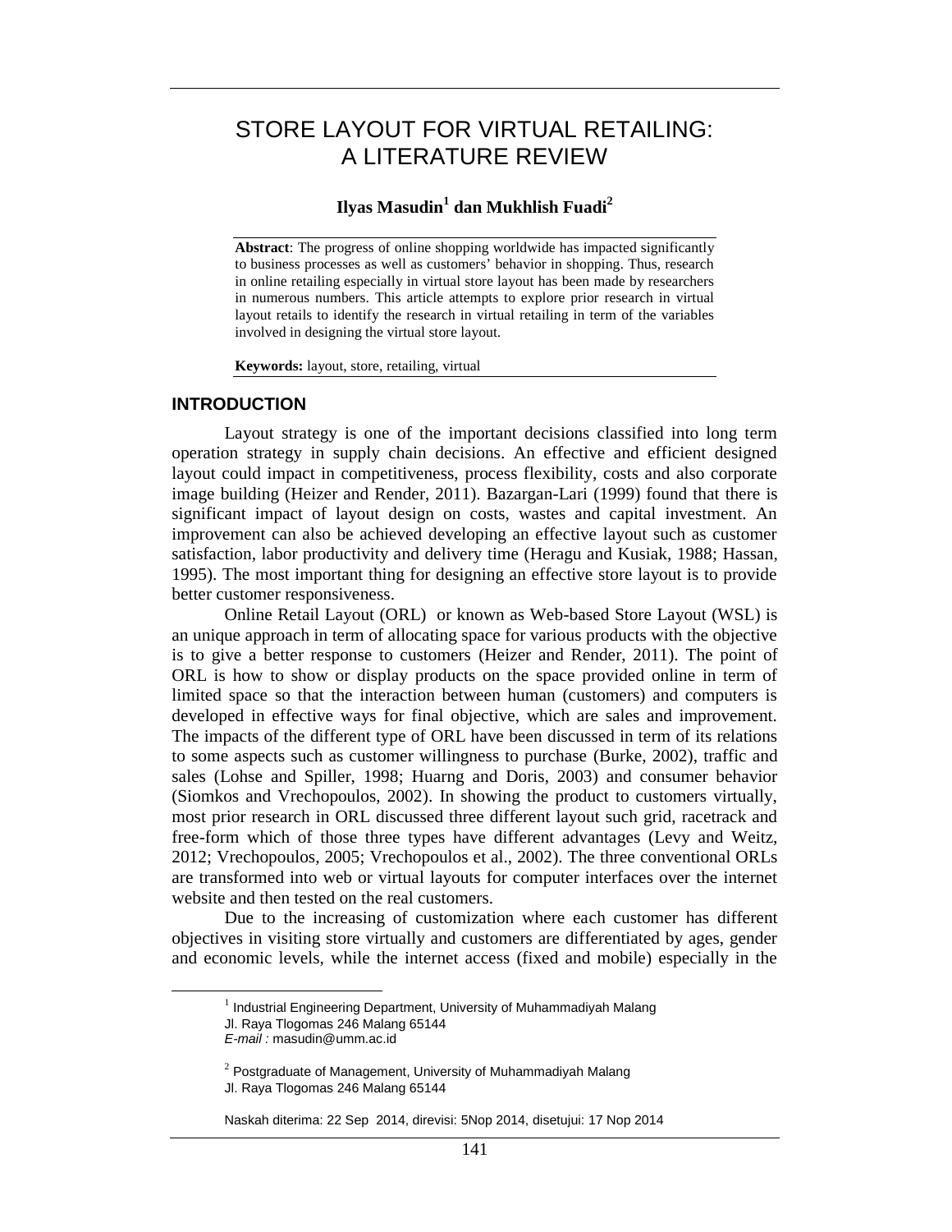# STORE LAYOUT FOR VIRTUAL RETAILING: A LITERATURE REVIEW

**Ilyas Masudin[1] dan Mukhlish Fuadi[2]**

**Abstract**: The progress of online shopping worldwide has impacted significantly to business processes as well as customers' behavior in shopping. Thus, research in online retailing especially in virtual store layout has been made by researchers in numerous numbers. This article attempts to explore prior research in virtual layout retails to identify the research in virtual retailing in term of the variables involved in designing the virtual store layout.

**Keywords:** layout, store, retailing, virtual

## INTRODUCTION

Layout strategy is one of the important decisions classified into long term operation strategy in supply chain decisions. An effective and efficient designed layout could impact in competitiveness, process flexibility, costs and also corporate image building (Heizer and Render, 2011). Bazargan-Lari (1999) found that there is significant impact of layout design on costs, wastes and capital investment. An improvement can also be achieved developing an effective layout such as customer satisfaction, labor productivity and delivery time (Heragu and Kusiak, 1988; Hassan, 1995). The most important thing for designing an effective store layout is to provide better customer responsiveness.

Online Retail Layout (ORL) or known as Web-based Store Layout (WSL) is an unique approach in term of allocating space for various products with the objective is to give a better response to customers (Heizer and Render, 2011). The point of ORL is how to show or display products on the space provided online in term of limited space so that the interaction between human (customers) and computers is developed in effective ways for final objective, which are sales and improvement. The impacts of the different type of ORL have been discussed in term of its relations to some aspects such as customer willingness to purchase (Burke, 2002), traffic and sales (Lohse and Spiller, 1998; Huarng and Doris, 2003) and consumer behavior (Siomkos and Vrechopoulos, 2002). In showing the product to customers virtually, most prior research in ORL discussed three different layout such grid, racetrack and free-form which of those three types have different advantages (Levy and Weitz, 2012; Vrechopoulos, 2005; Vrechopoulos et al., 2002). The three conventional ORLs are transformed into web or virtual layouts for computer interfaces over the internet website and then tested on the real customers.

Due to the increasing of customization where each customer has different objectives in visiting store virtually and customers are differentiated by ages, gender and economic levels, while the internet access (fixed and mobile) especially in the

---

[1] Industrial Engineering Department, University of Muhammadiyah Malang
Jl. Raya Tlogomas 246 Malang 65144
*E-mail :* masudin@umm.ac.id

[2] Postgraduate of Management, University of Muhammadiyah Malang
Jl. Raya Tlogomas 246 Malang 65144

Naskah diterima: 22 Sep 2014, direvisi: 5Nop 2014, disetujui: 17 Nop 2014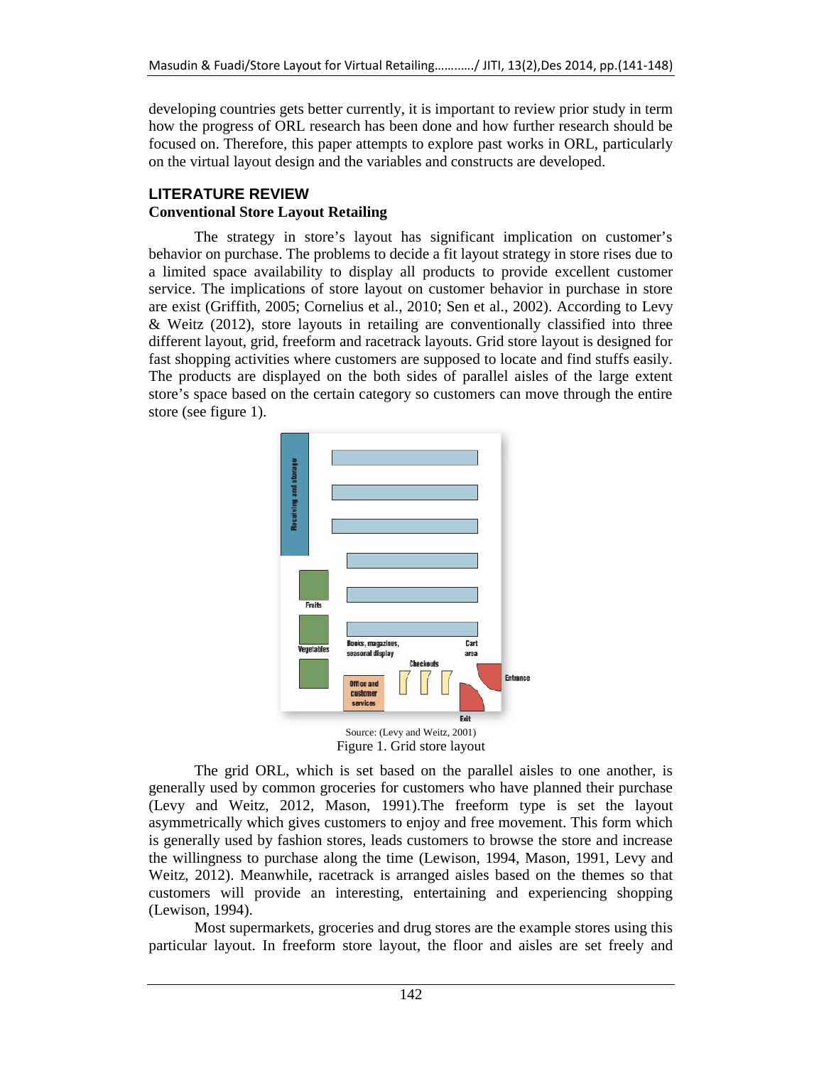developing countries gets better currently, it is important to review prior study in term how the progress of ORL research has been done and how further research should be focused on. Therefore, this paper attempts to explore past works in ORL, particularly on the virtual layout design and the variables and constructs are developed.

## LITERATURE REVIEW

### Conventional Store Layout Retailing

The strategy in store's layout has significant implication on customer's behavior on purchase. The problems to decide a fit layout strategy in store rises due to a limited space availability to display all products to provide excellent customer service. The implications of store layout on customer behavior in purchase in store are exist (Griffith, 2005; Cornelius et al., 2010; Sen et al., 2002). According to Levy & Weitz (2012), store layouts in retailing are conventionally classified into three different layout, grid, freeform and racetrack layouts. Grid store layout is designed for fast shopping activities where customers are supposed to locate and find stuffs easily. The products are displayed on the both sides of parallel aisles of the large extent store's space based on the certain category so customers can move through the entire store (see figure 1).

Source: (Levy and Weitz, 2001)
Figure 1. Grid store layout

The grid ORL, which is set based on the parallel aisles to one another, is generally used by common groceries for customers who have planned their purchase (Levy and Weitz, 2012, Mason, 1991).The freeform type is set the layout asymmetrically which gives customers to enjoy and free movement. This form which is generally used by fashion stores, leads customers to browse the store and increase the willingness to purchase along the time (Lewison, 1994, Mason, 1991, Levy and Weitz, 2012). Meanwhile, racetrack is arranged aisles based on the themes so that customers will provide an interesting, entertaining and experiencing shopping (Lewison, 1994).

Most supermarkets, groceries and drug stores are the example stores using this particular layout. In freeform store layout, the floor and aisles are set freely and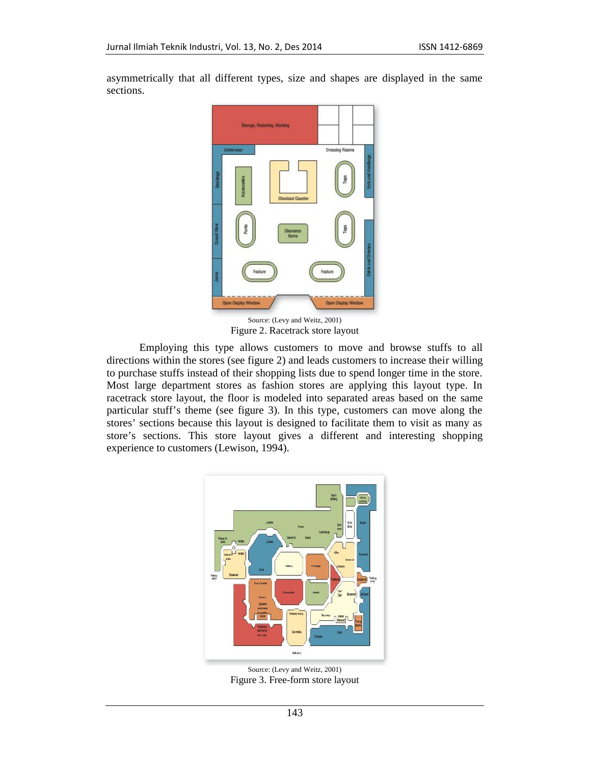asymmetrically that all different types, size and shapes are displayed in the same sections.

Source: (Levy and Weitz, 2001)
Figure 2. Racetrack store layout

Employing this type allows customers to move and browse stuffs to all directions within the stores (see figure 2) and leads customers to increase their willing to purchase stuffs instead of their shopping lists due to spend longer time in the store. Most large department stores as fashion stores are applying this layout type. In racetrack store layout, the floor is modeled into separated areas based on the same particular stuff's theme (see figure 3). In this type, customers can move along the stores' sections because this layout is designed to facilitate them to visit as many as store's sections. This store layout gives a different and interesting shopping experience to customers (Lewison, 1994).

Source: (Levy and Weitz, 2001)
Figure 3. Free-form store layout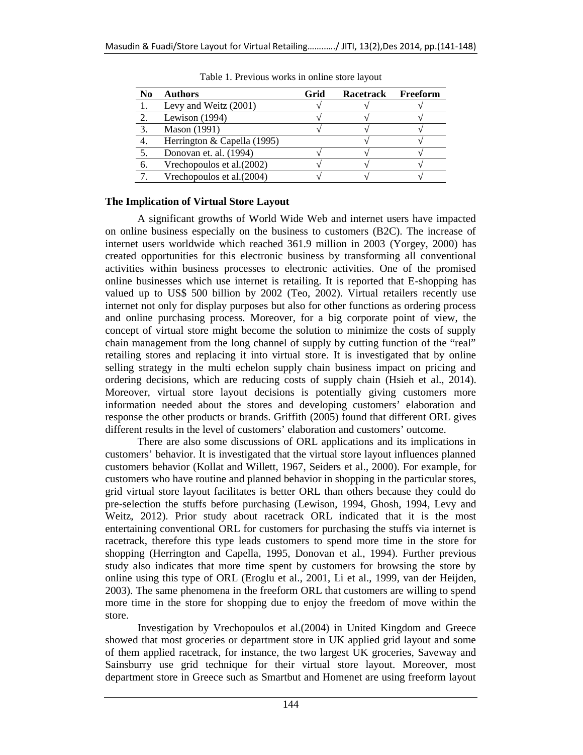Table 1. Previous works in online store layout

| No | Authors | Grid | Racetrack | Freeform |
|---|---|---|---|---|
| 1. | Levy and Weitz (2001) | √ | √ | √ |
| 2. | Lewison (1994) | √ | √ | √ |
| 3. | Mason (1991) | √ | √ | √ |
| 4. | Herrington & Capella (1995) | | √ | √ |
| 5. | Donovan et. al. (1994) | √ | √ | √ |
| 6. | Vrechopoulos et al.(2002) | √ | √ | √ |
| 7. | Vrechopoulos et al.(2004) | √ | √ | √ |

## The Implication of Virtual Store Layout

A significant growths of World Wide Web and internet users have impacted on online business especially on the business to customers (B2C). The increase of internet users worldwide which reached 361.9 million in 2003 (Yorgey, 2000) has created opportunities for this electronic business by transforming all conventional activities within business processes to electronic activities. One of the promised online businesses which use internet is retailing. It is reported that E-shopping has valued up to US$ 500 billion by 2002 (Teo, 2002). Virtual retailers recently use internet not only for display purposes but also for other functions as ordering process and online purchasing process. Moreover, for a big corporate point of view, the concept of virtual store might become the solution to minimize the costs of supply chain management from the long channel of supply by cutting function of the "real" retailing stores and replacing it into virtual store. It is investigated that by online selling strategy in the multi echelon supply chain business impact on pricing and ordering decisions, which are reducing costs of supply chain (Hsieh et al., 2014). Moreover, virtual store layout decisions is potentially giving customers more information needed about the stores and developing customers' elaboration and response the other products or brands. Griffith (2005) found that different ORL gives different results in the level of customers' elaboration and customers' outcome.

There are also some discussions of ORL applications and its implications in customers' behavior. It is investigated that the virtual store layout influences planned customers behavior (Kollat and Willett, 1967, Seiders et al., 2000). For example, for customers who have routine and planned behavior in shopping in the particular stores, grid virtual store layout facilitates is better ORL than others because they could do pre-selection the stuffs before purchasing (Lewison, 1994, Ghosh, 1994, Levy and Weitz, 2012). Prior study about racetrack ORL indicated that it is the most entertaining conventional ORL for customers for purchasing the stuffs via internet is racetrack, therefore this type leads customers to spend more time in the store for shopping (Herrington and Capella, 1995, Donovan et al., 1994). Further previous study also indicates that more time spent by customers for browsing the store by online using this type of ORL (Eroglu et al., 2001, Li et al., 1999, van der Heijden, 2003). The same phenomena in the freeform ORL that customers are willing to spend more time in the store for shopping due to enjoy the freedom of move within the store.

Investigation by Vrechopoulos et al.(2004) in United Kingdom and Greece showed that most groceries or department store in UK applied grid layout and some of them applied racetrack, for instance, the two largest UK groceries, Saveway and Sainsburry use grid technique for their virtual store layout. Moreover, most department store in Greece such as Smartbut and Homenet are using freeform layout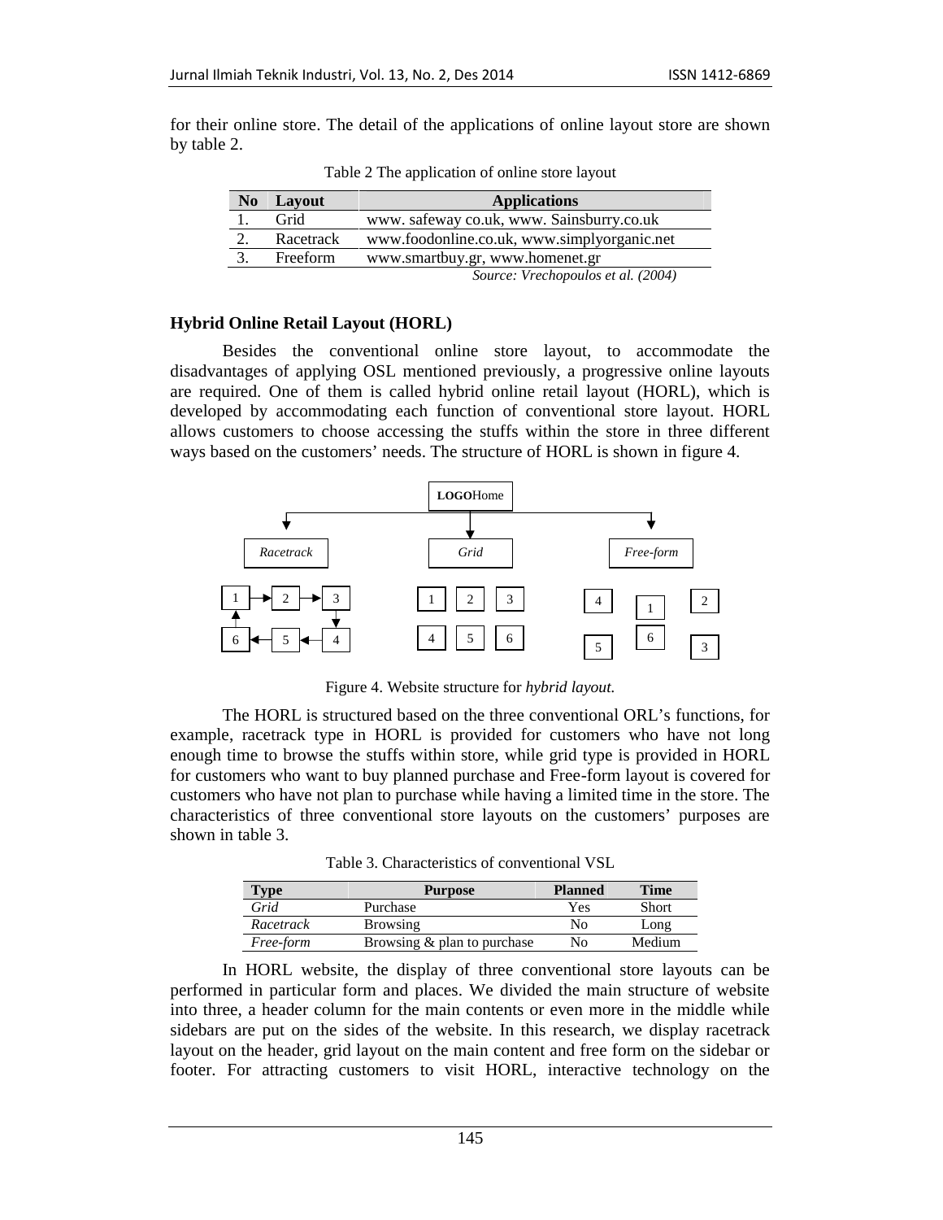for their online store. The detail of the applications of online layout store are shown by table 2.

Table 2 The application of online store layout

| No | Layout | Applications |
|---|---|---|
| 1. | Grid | www. safeway co.uk, www. Sainsburry.co.uk |
| 2. | Racetrack | www.foodonline.co.uk, www.simplyorganic.net |
| 3. | Freeform | www.smartbuy.gr, www.homenet.gr |

*Source: Vrechopoulos et al. (2004)*

**Hybrid Online Retail Layout (HORL)**

Besides the conventional online store layout, to accommodate the disadvantages of applying OSL mentioned previously, a progressive online layouts are required. One of them is called hybrid online retail layout (HORL), which is developed by accommodating each function of conventional store layout. HORL allows customers to choose accessing the stuffs within the store in three different ways based on the customers' needs. The structure of HORL is shown in figure 4.

Figure 4. Website structure for *hybrid layout.*

The HORL is structured based on the three conventional ORL's functions, for example, racetrack type in HORL is provided for customers who have not long enough time to browse the stuffs within store, while grid type is provided in HORL for customers who want to buy planned purchase and Free-form layout is covered for customers who have not plan to purchase while having a limited time in the store. The characteristics of three conventional store layouts on the customers' purposes are shown in table 3.

Table 3. Characteristics of conventional VSL

| Type | Purpose | Planned | Time |
|---|---|---|---|
| *Grid* | Purchase | Yes | Short |
| *Racetrack* | Browsing | No | Long |
| *Free-form* | Browsing & plan to purchase | No | Medium |

In HORL website, the display of three conventional store layouts can be performed in particular form and places. We divided the main structure of website into three, a header column for the main contents or even more in the middle while sidebars are put on the sides of the website. In this research, we display racetrack layout on the header, grid layout on the main content and free form on the sidebar or footer. For attracting customers to visit HORL, interactive technology on the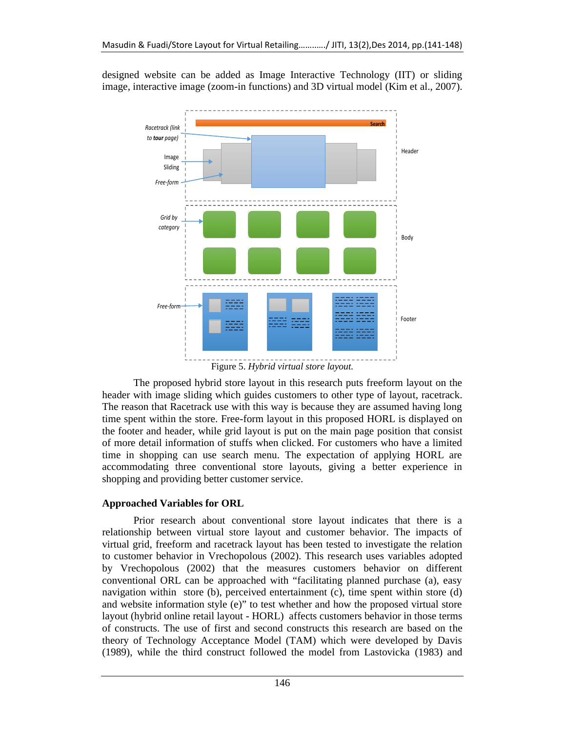designed website can be added as Image Interactive Technology (IIT) or sliding image, interactive image (zoom-in functions) and 3D virtual model (Kim et al., 2007).

Figure 5. *Hybrid virtual store layout.*

The proposed hybrid store layout in this research puts freeform layout on the header with image sliding which guides customers to other type of layout, racetrack. The reason that Racetrack use with this way is because they are assumed having long time spent within the store. Free-form layout in this proposed HORL is displayed on the footer and header, while grid layout is put on the main page position that consist of more detail information of stuffs when clicked. For customers who have a limited time in shopping can use search menu. The expectation of applying HORL are accommodating three conventional store layouts, giving a better experience in shopping and providing better customer service.

## Approached Variables for ORL

Prior research about conventional store layout indicates that there is a relationship between virtual store layout and customer behavior. The impacts of virtual grid, freeform and racetrack layout has been tested to investigate the relation to customer behavior in Vrechopolous (2002). This research uses variables adopted by Vrechopolous (2002) that the measures customers behavior on different conventional ORL can be approached with "facilitating planned purchase (a), easy navigation within store (b), perceived entertainment (c), time spent within store (d) and website information style (e)" to test whether and how the proposed virtual store layout (hybrid online retail layout - HORL) affects customers behavior in those terms of constructs. The use of first and second constructs this research are based on the theory of Technology Acceptance Model (TAM) which were developed by Davis (1989), while the third construct followed the model from Lastovicka (1983) and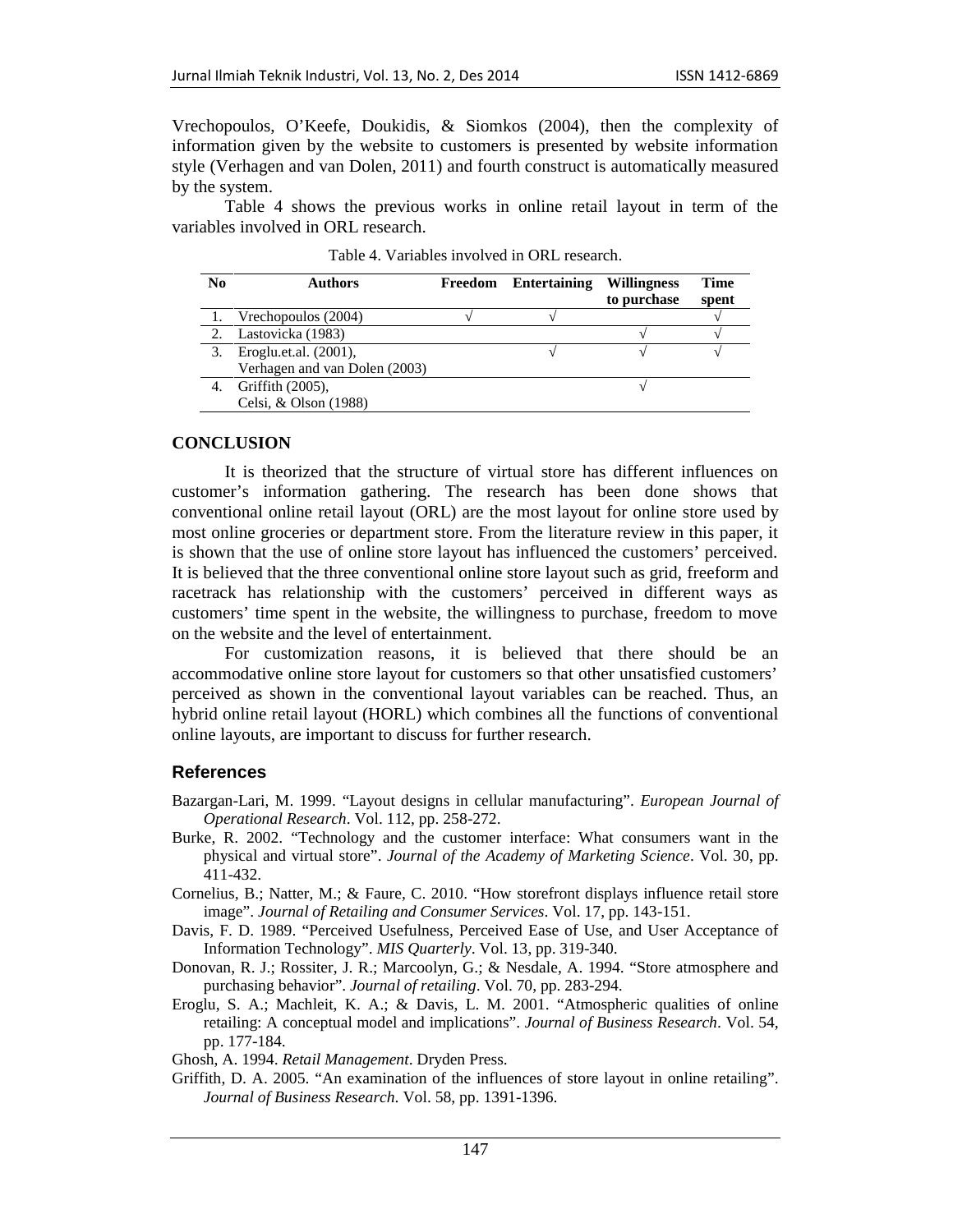Vrechopoulos, O'Keefe, Doukidis, & Siomkos (2004), then the complexity of information given by the website to customers is presented by website information style (Verhagen and van Dolen, 2011) and fourth construct is automatically measured by the system.

Table 4 shows the previous works in online retail layout in term of the variables involved in ORL research.

Table 4. Variables involved in ORL research.

| No | Authors | Freedom | Entertaining | Willingness to purchase | Time spent |
|---|---|---|---|---|---|
| 1. | Vrechopoulos (2004) | √ | √ | | √ |
| 2. | Lastovicka (1983) | | | √ | √ |
| 3. | Eroglu.et.al. (2001), Verhagen and van Dolen (2003) | | √ | √ | √ |
| 4. | Griffith (2005), Celsi, & Olson (1988) | | | √ | |

## CONCLUSION

It is theorized that the structure of virtual store has different influences on customer's information gathering. The research has been done shows that conventional online retail layout (ORL) are the most layout for online store used by most online groceries or department store. From the literature review in this paper, it is shown that the use of online store layout has influenced the customers' perceived. It is believed that the three conventional online store layout such as grid, freeform and racetrack has relationship with the customers' perceived in different ways as customers' time spent in the website, the willingness to purchase, freedom to move on the website and the level of entertainment.

For customization reasons, it is believed that there should be an accommodative online store layout for customers so that other unsatisfied customers' perceived as shown in the conventional layout variables can be reached. Thus, an hybrid online retail layout (HORL) which combines all the functions of conventional online layouts, are important to discuss for further research.

## References

Bazargan-Lari, M. 1999. "Layout designs in cellular manufacturing". *European Journal of Operational Research*. Vol. 112, pp. 258-272.

Burke, R. 2002. "Technology and the customer interface: What consumers want in the physical and virtual store". *Journal of the Academy of Marketing Science*. Vol. 30, pp. 411-432.

Cornelius, B.; Natter, M.; & Faure, C. 2010. "How storefront displays influence retail store image". *Journal of Retailing and Consumer Services*. Vol. 17, pp. 143-151.

Davis, F. D. 1989. "Perceived Usefulness, Perceived Ease of Use, and User Acceptance of Information Technology". *MIS Quarterly*. Vol. 13, pp. 319-340.

Donovan, R. J.; Rossiter, J. R.; Marcoolyn, G.; & Nesdale, A. 1994. "Store atmosphere and purchasing behavior". *Journal of retailing*. Vol. 70, pp. 283-294.

Eroglu, S. A.; Machleit, K. A.; & Davis, L. M. 2001. "Atmospheric qualities of online retailing: A conceptual model and implications". *Journal of Business Research*. Vol. 54, pp. 177-184.

Ghosh, A. 1994. *Retail Management*. Dryden Press.

Griffith, D. A. 2005. "An examination of the influences of store layout in online retailing". *Journal of Business Research*. Vol. 58, pp. 1391-1396.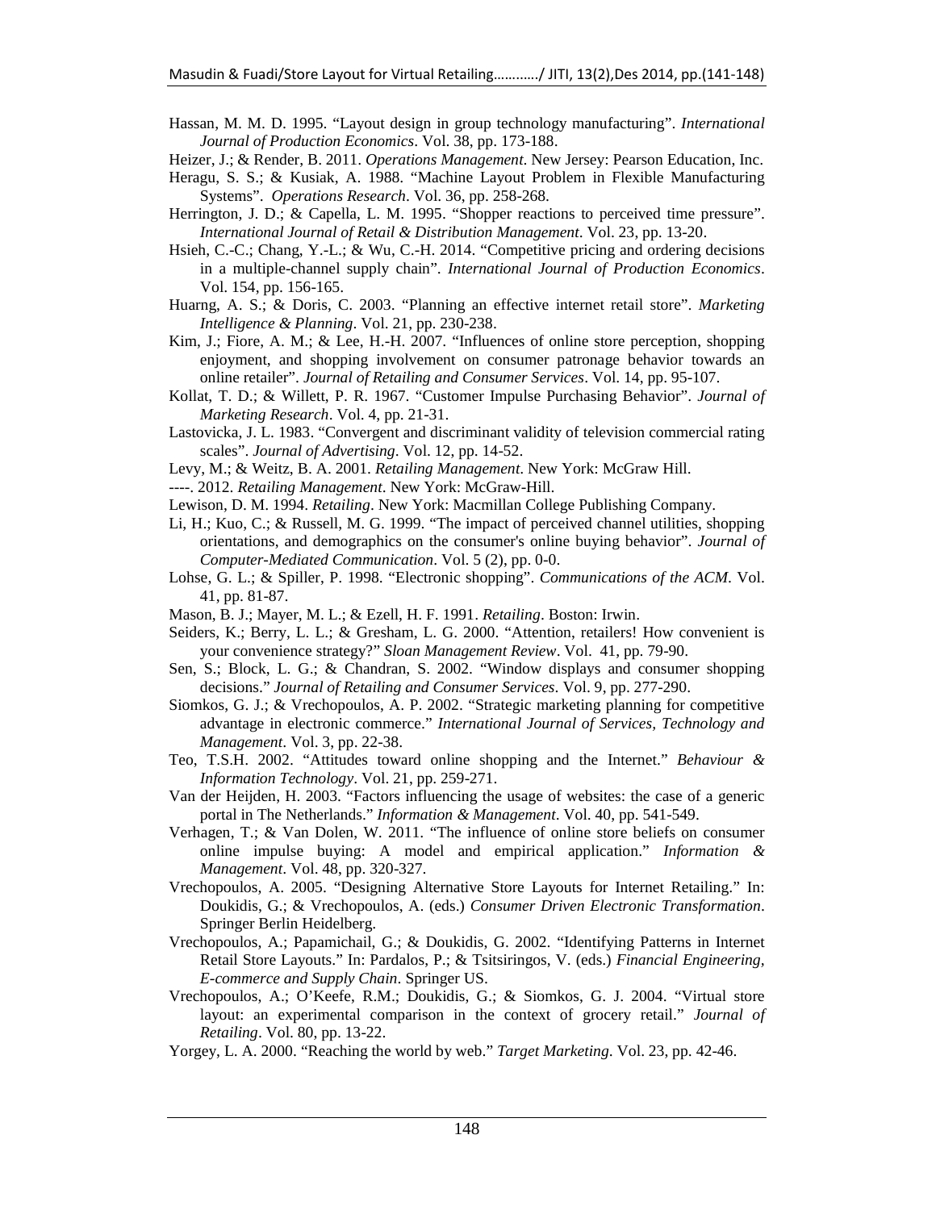Hassan, M. M. D. 1995. "Layout design in group technology manufacturing". *International Journal of Production Economics*. Vol. 38, pp. 173-188.

Heizer, J.; & Render, B. 2011. *Operations Management*. New Jersey: Pearson Education, Inc.

Heragu, S. S.; & Kusiak, A. 1988. "Machine Layout Problem in Flexible Manufacturing Systems". *Operations Research*. Vol. 36, pp. 258-268.

Herrington, J. D.; & Capella, L. M. 1995. "Shopper reactions to perceived time pressure". *International Journal of Retail & Distribution Management*. Vol. 23, pp. 13-20.

Hsieh, C.-C.; Chang, Y.-L.; & Wu, C.-H. 2014. "Competitive pricing and ordering decisions in a multiple-channel supply chain". *International Journal of Production Economics*. Vol. 154, pp. 156-165.

Huarng, A. S.; & Doris, C. 2003. "Planning an effective internet retail store". *Marketing Intelligence & Planning*. Vol. 21, pp. 230-238.

Kim, J.; Fiore, A. M.; & Lee, H.-H. 2007. "Influences of online store perception, shopping enjoyment, and shopping involvement on consumer patronage behavior towards an online retailer". *Journal of Retailing and Consumer Services*. Vol. 14, pp. 95-107.

Kollat, T. D.; & Willett, P. R. 1967. "Customer Impulse Purchasing Behavior". *Journal of Marketing Research*. Vol. 4, pp. 21-31.

Lastovicka, J. L. 1983. "Convergent and discriminant validity of television commercial rating scales". *Journal of Advertising*. Vol. 12, pp. 14-52.

Levy, M.; & Weitz, B. A. 2001. *Retailing Management*. New York: McGraw Hill.

----. 2012. *Retailing Management*. New York: McGraw-Hill.

Lewison, D. M. 1994. *Retailing*. New York: Macmillan College Publishing Company.

Li, H.; Kuo, C.; & Russell, M. G. 1999. "The impact of perceived channel utilities, shopping orientations, and demographics on the consumer's online buying behavior". *Journal of Computer-Mediated Communication*. Vol. 5 (2), pp. 0-0.

Lohse, G. L.; & Spiller, P. 1998. "Electronic shopping". *Communications of the ACM*. Vol. 41, pp. 81-87.

Mason, B. J.; Mayer, M. L.; & Ezell, H. F. 1991. *Retailing*. Boston: Irwin.

Seiders, K.; Berry, L. L.; & Gresham, L. G. 2000. "Attention, retailers! How convenient is your convenience strategy?" *Sloan Management Review*. Vol. 41, pp. 79-90.

Sen, S.; Block, L. G.; & Chandran, S. 2002. "Window displays and consumer shopping decisions." *Journal of Retailing and Consumer Services*. Vol. 9, pp. 277-290.

Siomkos, G. J.; & Vrechopoulos, A. P. 2002. "Strategic marketing planning for competitive advantage in electronic commerce." *International Journal of Services, Technology and Management*. Vol. 3, pp. 22-38.

Teo, T.S.H. 2002. "Attitudes toward online shopping and the Internet." *Behaviour & Information Technology*. Vol. 21, pp. 259-271.

Van der Heijden, H. 2003. "Factors influencing the usage of websites: the case of a generic portal in The Netherlands." *Information & Management*. Vol. 40, pp. 541-549.

Verhagen, T.; & Van Dolen, W. 2011. "The influence of online store beliefs on consumer online impulse buying: A model and empirical application." *Information & Management*. Vol. 48, pp. 320-327.

Vrechopoulos, A. 2005. "Designing Alternative Store Layouts for Internet Retailing." In: Doukidis, G.; & Vrechopoulos, A. (eds.) *Consumer Driven Electronic Transformation*. Springer Berlin Heidelberg.

Vrechopoulos, A.; Papamichail, G.; & Doukidis, G. 2002. "Identifying Patterns in Internet Retail Store Layouts." In: Pardalos, P.; & Tsitsiringos, V. (eds.) *Financial Engineering, E-commerce and Supply Chain*. Springer US.

Vrechopoulos, A.; O'Keefe, R.M.; Doukidis, G.; & Siomkos, G. J. 2004. "Virtual store layout: an experimental comparison in the context of grocery retail." *Journal of Retailing*. Vol. 80, pp. 13-22.

Yorgey, L. A. 2000. "Reaching the world by web." *Target Marketing*. Vol. 23, pp. 42-46.